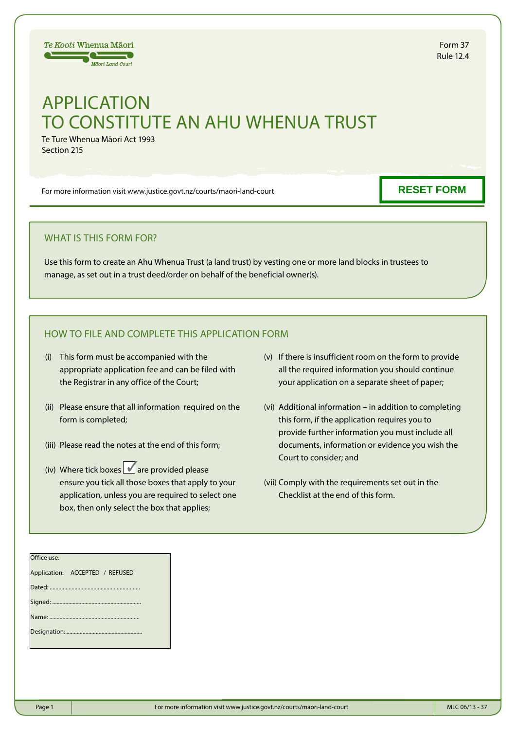Te Kooti Whenua Māori

Māori Land Court

Form 37
Rule 12.4

# APPLICATION TO CONSTITUTE AN AHU WHENUA TRUST

Te Ture Whenua Māori Act 1993
Section 215

For more information visit www.justice.govt.nz/courts/maori-land-court

**RESET FORM**

## WHAT IS THIS FORM FOR?

Use this form to create an Ahu Whenua Trust (a land trust) by vesting one or more land blocks in trustees to manage, as set out in a trust deed/order on behalf of the beneficial owner(s).

## HOW TO FILE AND COMPLETE THIS APPLICATION FORM

(i) This form must be accompanied with the appropriate application fee and can be filed with the Registrar in any office of the Court;

(ii) Please ensure that all information required on the form is completed;

(iii) Please read the notes at the end of this form;

(iv) Where tick boxes ☑ are provided please ensure you tick all those boxes that apply to your application, unless you are required to select one box, then only select the box that applies;

(v) If there is insufficient room on the form to provide all the required information you should continue your application on a separate sheet of paper;

(vi) Additional information – in addition to completing this form, if the application requires you to provide further information you must include all documents, information or evidence you wish the Court to consider; and

(vii) Comply with the requirements set out in the Checklist at the end of this form.

Office use:

Application: ACCEPTED / REFUSED

Dated: ..............................................................

Signed: ............................................................

Name: ..............................................................

Designation: ....................................................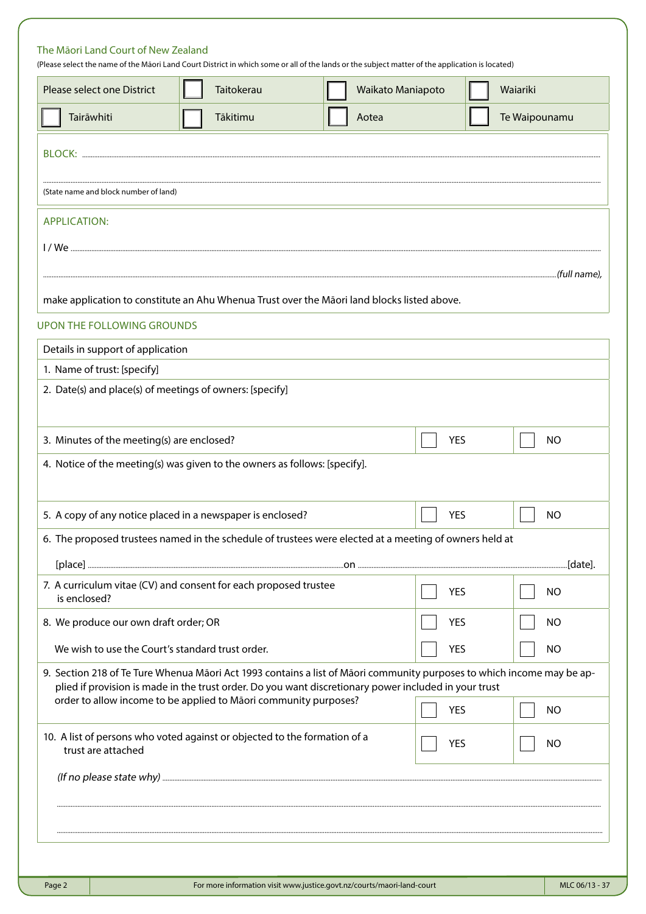## The Māori Land Court of New Zealand

(Please select the name of the Māori Land Court District in which some or all of the lands or the subject matter of the application is located)

| Please select one District | ☐ Taitokerau | ☐ Waikato Maniapoto | ☐ Waiariki |
|---|---|---|---|
| ☐ Tairāwhiti | ☐ Tākitimu | ☐ Aotea | ☐ Te Waipounamu |

BLOCK: ..............................................................................................................................................................

..............................................................................................................................................................

(State name and block number of land)

APPLICATION:

I / We ..............................................................................................................................................................

..............................................................................................................................................................*(full name)*,

make application to constitute an Ahu Whenua Trust over the Māori land blocks listed above.

## UPON THE FOLLOWING GROUNDS

| Details in support of application | | |
|---|---|---|
| 1. Name of trust: [specify] | | |
| 2. Date(s) and place(s) of meetings of owners: [specify] | | |
| 3. Minutes of the meeting(s) are enclosed? | ☐ YES | ☐ NO |
| 4. Notice of the meeting(s) was given to the owners as follows: [specify]. | | |
| 5. A copy of any notice placed in a newspaper is enclosed? | ☐ YES | ☐ NO |
| 6. The proposed trustees named in the schedule of trustees were elected at a meeting of owners held at [place] ..............................................on ..............................................[date]. | | |
| 7. A curriculum vitae (CV) and consent for each proposed trustee is enclosed? | ☐ YES | ☐ NO |
| 8. We produce our own draft order; OR | ☐ YES | ☐ NO |
| We wish to use the Court's standard trust order. | ☐ YES | ☐ NO |
| 9. Section 218 of Te Ture Whenua Māori Act 1993 contains a list of Māori community purposes to which income may be applied if provision is made in the trust order. Do you want discretionary power included in your trust order to allow income to be applied to Māori community purposes? | ☐ YES | ☐ NO |
| 10. A list of persons who voted against or objected to the formation of a trust are attached | ☐ YES | ☐ NO |
| *(If no please state why)* .............................................................................................................................................................. | | |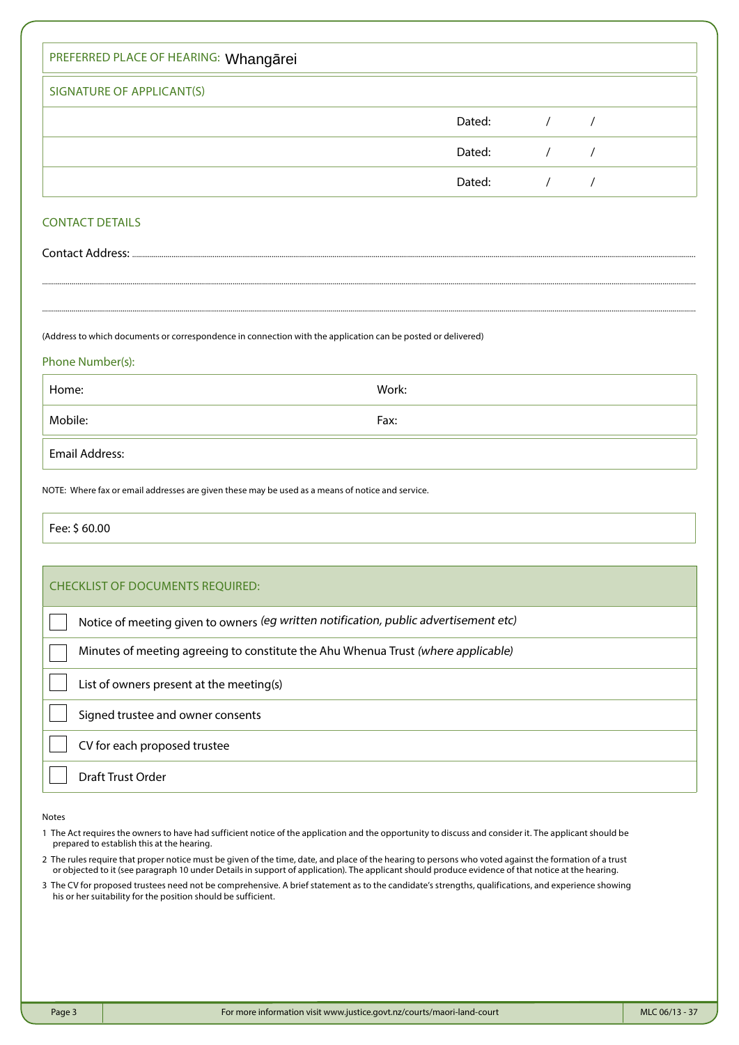PREFERRED PLACE OF HEARING: Whangārei

| SIGNATURE OF APPLICANT(S) | |
|---|---|
| | Dated: / / |
| | Dated: / / |
| | Dated: / / |

## CONTACT DETAILS

Contact Address: ..............................................................................................................................................................................

..............................................................................................................................................................................

..............................................................................................................................................................................

(Address to which documents or correspondence in connection with the application can be posted or delivered)

Phone Number(s):

| Home: | Work: |
|---|---|
| Mobile: | Fax: |

Email Address:

NOTE: Where fax or email addresses are given these may be used as a means of notice and service.

Fee: $ 60.00

| CHECKLIST OF DOCUMENTS REQUIRED: |
|---|
| ☐ Notice of meeting given to owners *(eg written notification, public advertisement etc)* |
| ☐ Minutes of meeting agreeing to constitute the Ahu Whenua Trust *(where applicable)* |
| ☐ List of owners present at the meeting(s) |
| ☐ Signed trustee and owner consents |
| ☐ CV for each proposed trustee |
| ☐ Draft Trust Order |

Notes

1 The Act requires the owners to have had sufficient notice of the application and the opportunity to discuss and consider it. The applicant should be prepared to establish this at the hearing.

2 The rules require that proper notice must be given of the time, date, and place of the hearing to persons who voted against the formation of a trust or objected to it (see paragraph 10 under Details in support of application). The applicant should produce evidence of that notice at the hearing.

3 The CV for proposed trustees need not be comprehensive. A brief statement as to the candidate's strengths, qualifications, and experience showing his or her suitability for the position should be sufficient.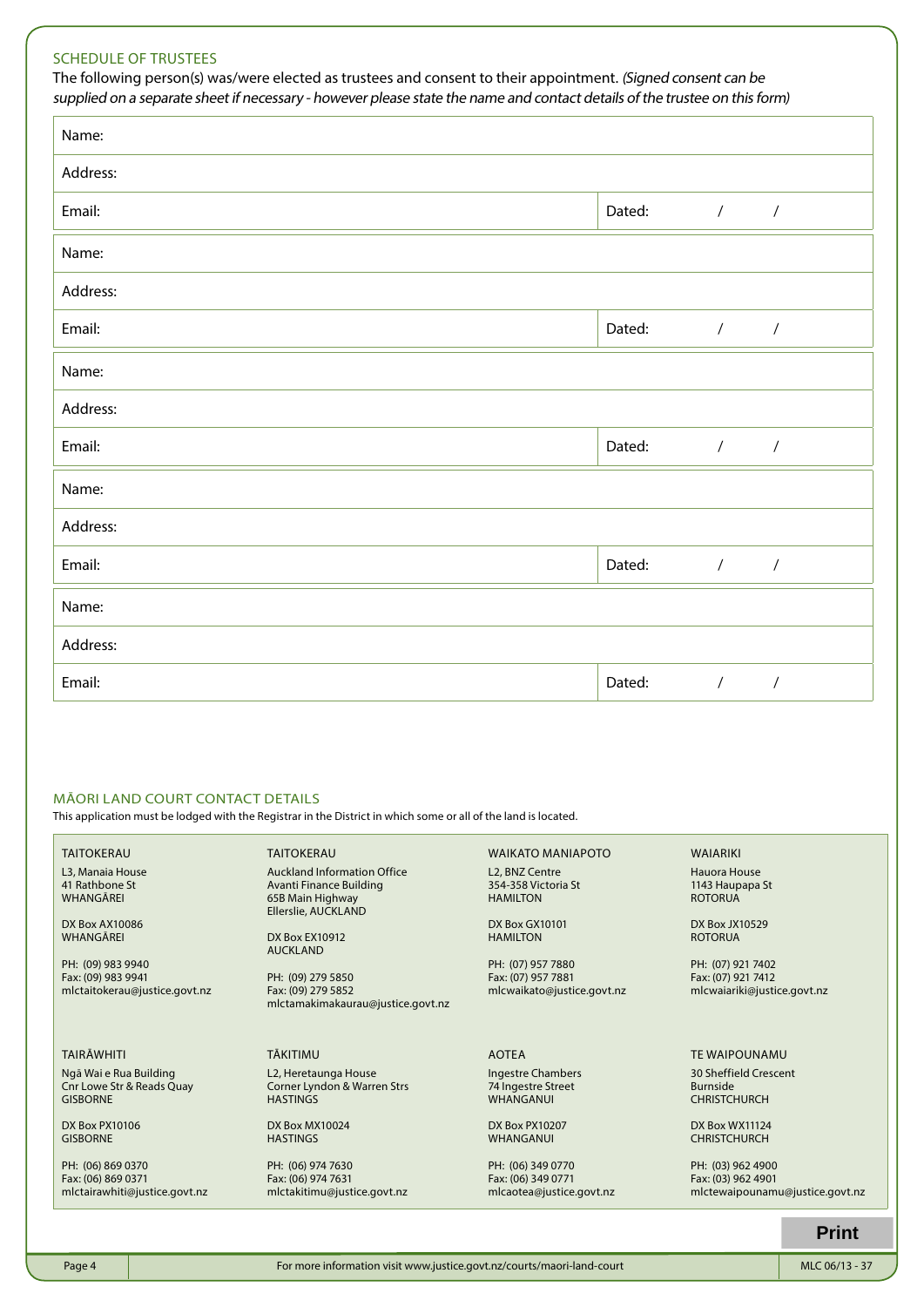## SCHEDULE OF TRUSTEES

The following person(s) was/were elected as trustees and consent to their appointment. *(Signed consent can be supplied on a separate sheet if necessary - however please state the name and contact details of the trustee on this form)*

| | |
|---|---|
| Name: | |
| Address: | |
| Email: | Dated: / / |

| | |
|---|---|
| Name: | |
| Address: | |
| Email: | Dated: / / |

| | |
|---|---|
| Name: | |
| Address: | |
| Email: | Dated: / / |

| | |
|---|---|
| Name: | |
| Address: | |
| Email: | Dated: / / |

| | |
|---|---|
| Name: | |
| Address: | |
| Email: | Dated: / / |

## MĀORI LAND COURT CONTACT DETAILS

This application must be lodged with the Registrar in the District in which some or all of the land is located.

**TAITOKERAU**
L3, Manaia House
41 Rathbone St
WHANGĀREI

DX Box AX10086
WHANGĀREI

PH: (09) 983 9940
Fax: (09) 983 9941
mlctaitokerau@justice.govt.nz

**TAITOKERAU**
Auckland Information Office
Avanti Finance Building
65B Main Highway
Ellerslie, AUCKLAND

DX Box EX10912
AUCKLAND

PH: (09) 279 5850
Fax: (09) 279 5852
mlctamakimakaurau@justice.govt.nz

**WAIKATO MANIAPOTO**
L2, BNZ Centre
354-358 Victoria St
HAMILTON

DX Box GX10101
HAMILTON

PH: (07) 957 7880
Fax: (07) 957 7881
mlcwaikato@justice.govt.nz

**WAIARIKI**
Hauora House
1143 Haupapa St
ROTORUA

DX Box JX10529
ROTORUA

PH: (07) 921 7402
Fax: (07) 921 7412
mlcwaiariki@justice.govt.nz

**TAIRĀWHITI**
Ngā Wai e Rua Building
Cnr Lowe Str & Reads Quay
GISBORNE

DX Box PX10106
GISBORNE

PH: (06) 869 0370
Fax: (06) 869 0371
mlctairawhiti@justice.govt.nz

**TĀKITIMU**
L2, Heretaunga House
Corner Lyndon & Warren Strs
HASTINGS

DX Box MX10024
HASTINGS

PH: (06) 974 7630
Fax: (06) 974 7631
mlctakitimu@justice.govt.nz

**AOTEA**
Ingestre Chambers
74 Ingestre Street
WHANGANUI

DX Box PX10207
WHANGANUI

PH: (06) 349 0770
Fax: (06) 349 0771
mlcaotea@justice.govt.nz

**TE WAIPOUNAMU**
30 Sheffield Crescent
Burnside
CHRISTCHURCH

DX Box WX11124
CHRISTCHURCH

PH: (03) 962 4900
Fax: (03) 962 4901
mlctewaipounamu@justice.govt.nz

For more information visit www.justice.govt.nz/courts/maori-land-court

MLC 06/13 - 37